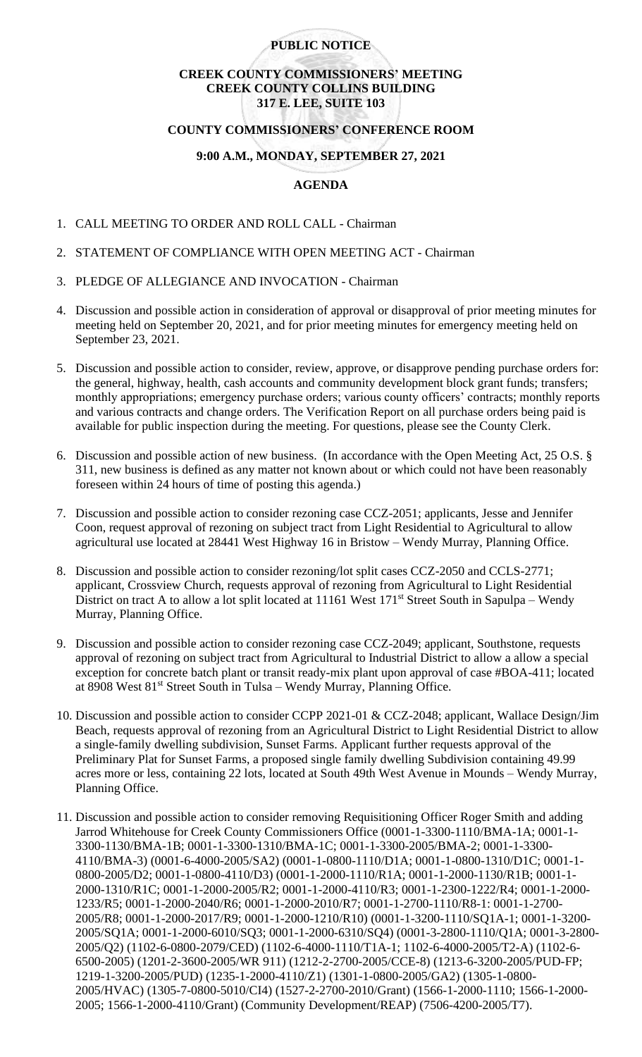**PUBLIC NOTICE**

**CREEK COUNTY COMMISSIONERS' MEETING**
**CREEK COUNTY COLLINS BUILDING**
**317 E. LEE, SUITE 103**

**COUNTY COMMISSIONERS' CONFERENCE ROOM**

**9:00 A.M., MONDAY, SEPTEMBER 27, 2021**

**AGENDA**

1. CALL MEETING TO ORDER AND ROLL CALL - Chairman
2. STATEMENT OF COMPLIANCE WITH OPEN MEETING ACT - Chairman
3. PLEDGE OF ALLEGIANCE AND INVOCATION - Chairman
4. Discussion and possible action in consideration of approval or disapproval of prior meeting minutes for meeting held on September 20, 2021, and for prior meeting minutes for emergency meeting held on September 23, 2021.
5. Discussion and possible action to consider, review, approve, or disapprove pending purchase orders for: the general, highway, health, cash accounts and community development block grant funds; transfers; monthly appropriations; emergency purchase orders; various county officers' contracts; monthly reports and various contracts and change orders. The Verification Report on all purchase orders being paid is available for public inspection during the meeting. For questions, please see the County Clerk.
6. Discussion and possible action of new business. (In accordance with the Open Meeting Act, 25 O.S. § 311, new business is defined as any matter not known about or which could not have been reasonably foreseen within 24 hours of time of posting this agenda.)
7. Discussion and possible action to consider rezoning case CCZ-2051; applicants, Jesse and Jennifer Coon, request approval of rezoning on subject tract from Light Residential to Agricultural to allow agricultural use located at 28441 West Highway 16 in Bristow – Wendy Murray, Planning Office.
8. Discussion and possible action to consider rezoning/lot split cases CCZ-2050 and CCLS-2771; applicant, Crossview Church, requests approval of rezoning from Agricultural to Light Residential District on tract A to allow a lot split located at 11161 West 171st Street South in Sapulpa – Wendy Murray, Planning Office.
9. Discussion and possible action to consider rezoning case CCZ-2049; applicant, Southstone, requests approval of rezoning on subject tract from Agricultural to Industrial District to allow a allow a special exception for concrete batch plant or transit ready-mix plant upon approval of case #BOA-411; located at 8908 West 81st Street South in Tulsa – Wendy Murray, Planning Office.
10. Discussion and possible action to consider CCPP 2021-01 & CCZ-2048; applicant, Wallace Design/Jim Beach, requests approval of rezoning from an Agricultural District to Light Residential District to allow a single-family dwelling subdivision, Sunset Farms. Applicant further requests approval of the Preliminary Plat for Sunset Farms, a proposed single family dwelling Subdivision containing 49.99 acres more or less, containing 22 lots, located at South 49th West Avenue in Mounds – Wendy Murray, Planning Office.
11. Discussion and possible action to consider removing Requisitioning Officer Roger Smith and adding Jarrod Whitehouse for Creek County Commissioners Office (0001-1-3300-1110/BMA-1A; 0001-1-3300-1130/BMA-1B; 0001-1-3300-1310/BMA-1C; 0001-1-3300-2005/BMA-2; 0001-1-3300-4110/BMA-3) (0001-6-4000-2005/SA2) (0001-1-0800-1110/D1A; 0001-1-0800-1310/D1C; 0001-1-0800-2005/D2; 0001-1-0800-4110/D3) (0001-1-2000-1110/R1A; 0001-1-2000-1130/R1B; 0001-1-2000-1310/R1C; 0001-1-2000-2005/R2; 0001-1-2000-4110/R3; 0001-1-2300-1222/R4; 0001-1-2000-1233/R5; 0001-1-2000-2040/R6; 0001-1-2000-2010/R7; 0001-1-2700-1110/R8-1: 0001-1-2700-2005/R8; 0001-1-2000-2017/R9; 0001-1-2000-1210/R10) (0001-1-3200-1110/SQ1A-1; 0001-1-3200-2005/SQ1A; 0001-1-2000-6010/SQ3; 0001-1-2000-6310/SQ4) (0001-3-2800-1110/Q1A; 0001-3-2800-2005/Q2) (1102-6-0800-2079/CED) (1102-6-4000-1110/T1A-1; 1102-6-4000-2005/T2-A) (1102-6-6500-2005) (1201-2-3600-2005/WR 911) (1212-2-2700-2005/CCE-8) (1213-6-3200-2005/PUD-FP; 1219-1-3200-2005/PUD) (1235-1-2000-4110/Z1) (1301-1-0800-2005/GA2) (1305-1-0800-2005/HVAC) (1305-7-0800-5010/CI4) (1527-2-2700-2010/Grant) (1566-1-2000-1110; 1566-1-2000-2005; 1566-1-2000-4110/Grant) (Community Development/REAP) (7506-4200-2005/T7).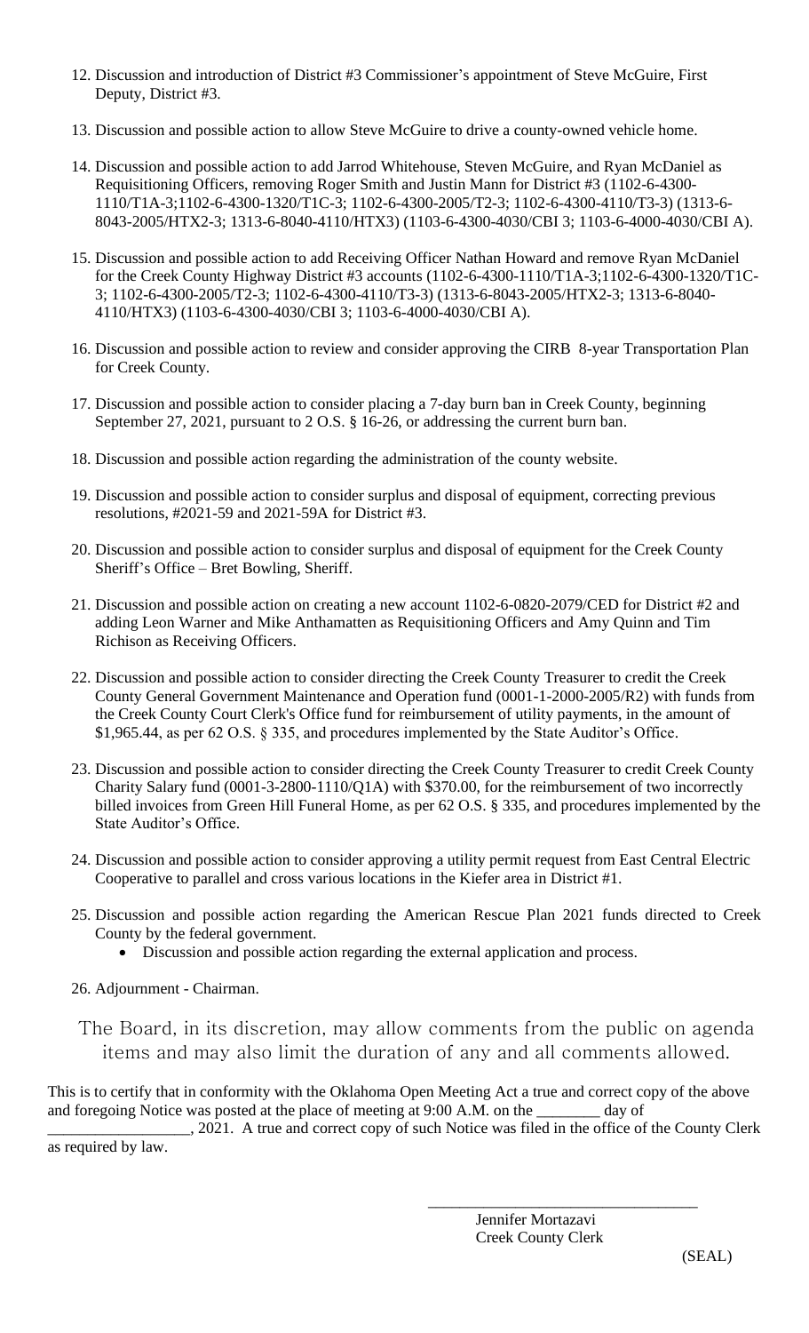12. Discussion and introduction of District #3 Commissioner's appointment of Steve McGuire, First Deputy, District #3.

13. Discussion and possible action to allow Steve McGuire to drive a county-owned vehicle home.

14. Discussion and possible action to add Jarrod Whitehouse, Steven McGuire, and Ryan McDaniel as Requisitioning Officers, removing Roger Smith and Justin Mann for District #3 (1102-6-4300-1110/T1A-3;1102-6-4300-1320/T1C-3; 1102-6-4300-2005/T2-3; 1102-6-4300-4110/T3-3) (1313-6-8043-2005/HTX2-3; 1313-6-8040-4110/HTX3) (1103-6-4300-4030/CBI 3; 1103-6-4000-4030/CBI A).

15. Discussion and possible action to add Receiving Officer Nathan Howard and remove Ryan McDaniel for the Creek County Highway District #3 accounts (1102-6-4300-1110/T1A-3;1102-6-4300-1320/T1C-3; 1102-6-4300-2005/T2-3; 1102-6-4300-4110/T3-3) (1313-6-8043-2005/HTX2-3; 1313-6-8040-4110/HTX3) (1103-6-4300-4030/CBI 3; 1103-6-4000-4030/CBI A).

16. Discussion and possible action to review and consider approving the CIRB 8-year Transportation Plan for Creek County.

17. Discussion and possible action to consider placing a 7-day burn ban in Creek County, beginning September 27, 2021, pursuant to 2 O.S. § 16-26, or addressing the current burn ban.

18. Discussion and possible action regarding the administration of the county website.

19. Discussion and possible action to consider surplus and disposal of equipment, correcting previous resolutions, #2021-59 and 2021-59A for District #3.

20. Discussion and possible action to consider surplus and disposal of equipment for the Creek County Sheriff's Office – Bret Bowling, Sheriff.

21. Discussion and possible action on creating a new account 1102-6-0820-2079/CED for District #2 and adding Leon Warner and Mike Anthamatten as Requisitioning Officers and Amy Quinn and Tim Richison as Receiving Officers.

22. Discussion and possible action to consider directing the Creek County Treasurer to credit the Creek County General Government Maintenance and Operation fund (0001-1-2000-2005/R2) with funds from the Creek County Court Clerk's Office fund for reimbursement of utility payments, in the amount of $1,965.44, as per 62 O.S. § 335, and procedures implemented by the State Auditor's Office.

23. Discussion and possible action to consider directing the Creek County Treasurer to credit Creek County Charity Salary fund (0001-3-2800-1110/Q1A) with $370.00, for the reimbursement of two incorrectly billed invoices from Green Hill Funeral Home, as per 62 O.S. § 335, and procedures implemented by the State Auditor's Office.

24. Discussion and possible action to consider approving a utility permit request from East Central Electric Cooperative to parallel and cross various locations in the Kiefer area in District #1.

25. Discussion and possible action regarding the American Rescue Plan 2021 funds directed to Creek County by the federal government.
    - Discussion and possible action regarding the external application and process.

26. Adjournment - Chairman.

The Board, in its discretion, may allow comments from the public on agenda items and may also limit the duration of any and all comments allowed.

This is to certify that in conformity with the Oklahoma Open Meeting Act a true and correct copy of the above and foregoing Notice was posted at the place of meeting at 9:00 A.M. on the ________ day of __________________, 2021. A true and correct copy of such Notice was filed in the office of the County Clerk as required by law.

_________________________________
Jennifer Mortazavi
Creek County Clerk

(SEAL)